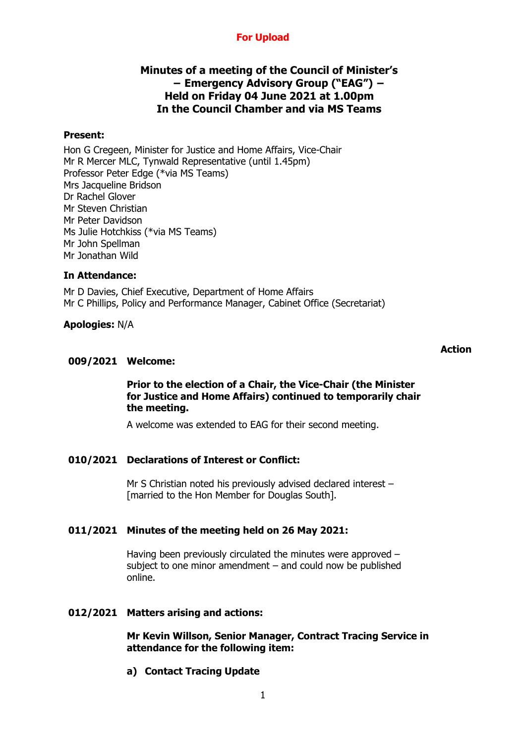**For Upload**

# Minutes of a meeting of the Council of Minister's – Emergency Advisory Group ("EAG") – Held on Friday 04 June 2021 at 1.00pm In the Council Chamber and via MS Teams

**Present:**

Hon G Cregeen, Minister for Justice and Home Affairs, Vice-Chair
Mr R Mercer MLC, Tynwald Representative (until 1.45pm)
Professor Peter Edge (*via MS Teams)
Mrs Jacqueline Bridson
Dr Rachel Glover
Mr Steven Christian
Mr Peter Davidson
Ms Julie Hotchkiss (*via MS Teams)
Mr John Spellman
Mr Jonathan Wild

**In Attendance:**

Mr D Davies, Chief Executive, Department of Home Affairs
Mr C Phillips, Policy and Performance Manager, Cabinet Office (Secretariat)

**Apologies:** N/A

**Action**

**009/2021 Welcome:**

**Prior to the election of a Chair, the Vice-Chair (the Minister for Justice and Home Affairs) continued to temporarily chair the meeting.**

A welcome was extended to EAG for their second meeting.

**010/2021 Declarations of Interest or Conflict:**

Mr S Christian noted his previously advised declared interest – [married to the Hon Member for Douglas South].

**011/2021 Minutes of the meeting held on 26 May 2021:**

Having been previously circulated the minutes were approved – subject to one minor amendment – and could now be published online.

**012/2021 Matters arising and actions:**

**Mr Kevin Willson, Senior Manager, Contract Tracing Service in attendance for the following item:**

**a) Contact Tracing Update**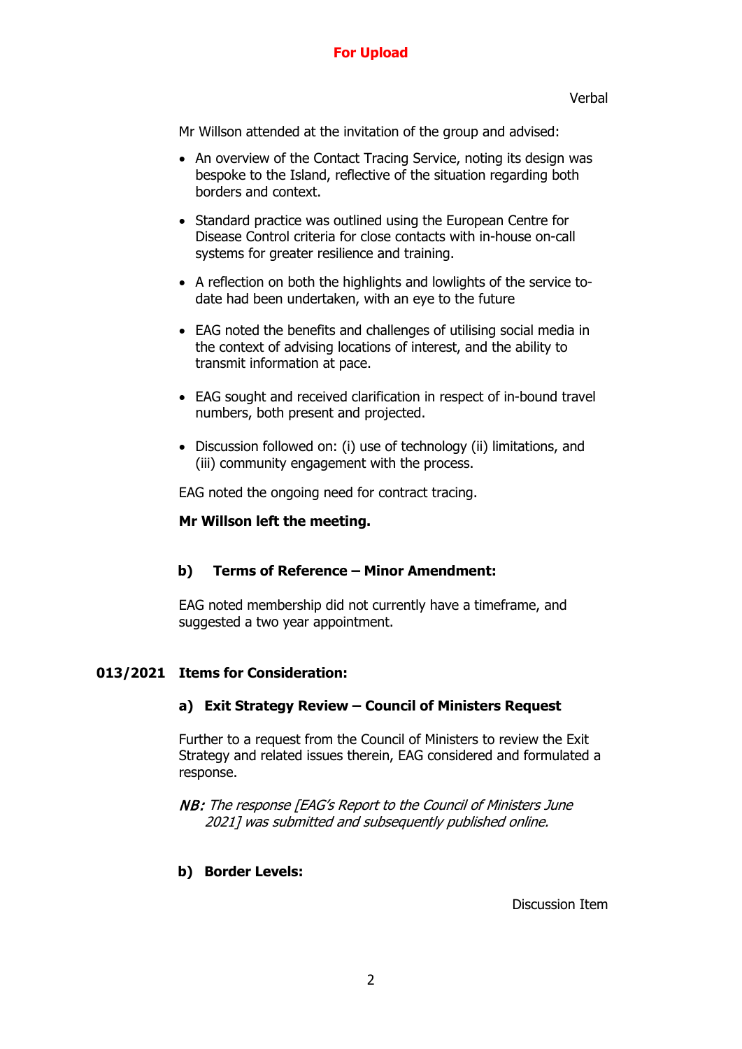**For Upload**

Verbal

Mr Willson attended at the invitation of the group and advised:

- An overview of the Contact Tracing Service, noting its design was bespoke to the Island, reflective of the situation regarding both borders and context.
- Standard practice was outlined using the European Centre for Disease Control criteria for close contacts with in-house on-call systems for greater resilience and training.
- A reflection on both the highlights and lowlights of the service to-date had been undertaken, with an eye to the future
- EAG noted the benefits and challenges of utilising social media in the context of advising locations of interest, and the ability to transmit information at pace.
- EAG sought and received clarification in respect of in-bound travel numbers, both present and projected.
- Discussion followed on: (i) use of technology (ii) limitations, and (iii) community engagement with the process.

EAG noted the ongoing need for contract tracing.

**Mr Willson left the meeting.**

**b) Terms of Reference – Minor Amendment:**

EAG noted membership did not currently have a timeframe, and suggested a two year appointment.

**013/2021 Items for Consideration:**

**a) Exit Strategy Review – Council of Ministers Request**

Further to a request from the Council of Ministers to review the Exit Strategy and related issues therein, EAG considered and formulated a response.

*NB: The response [EAG's Report to the Council of Ministers June 2021] was submitted and subsequently published online.*

**b) Border Levels:**

Discussion Item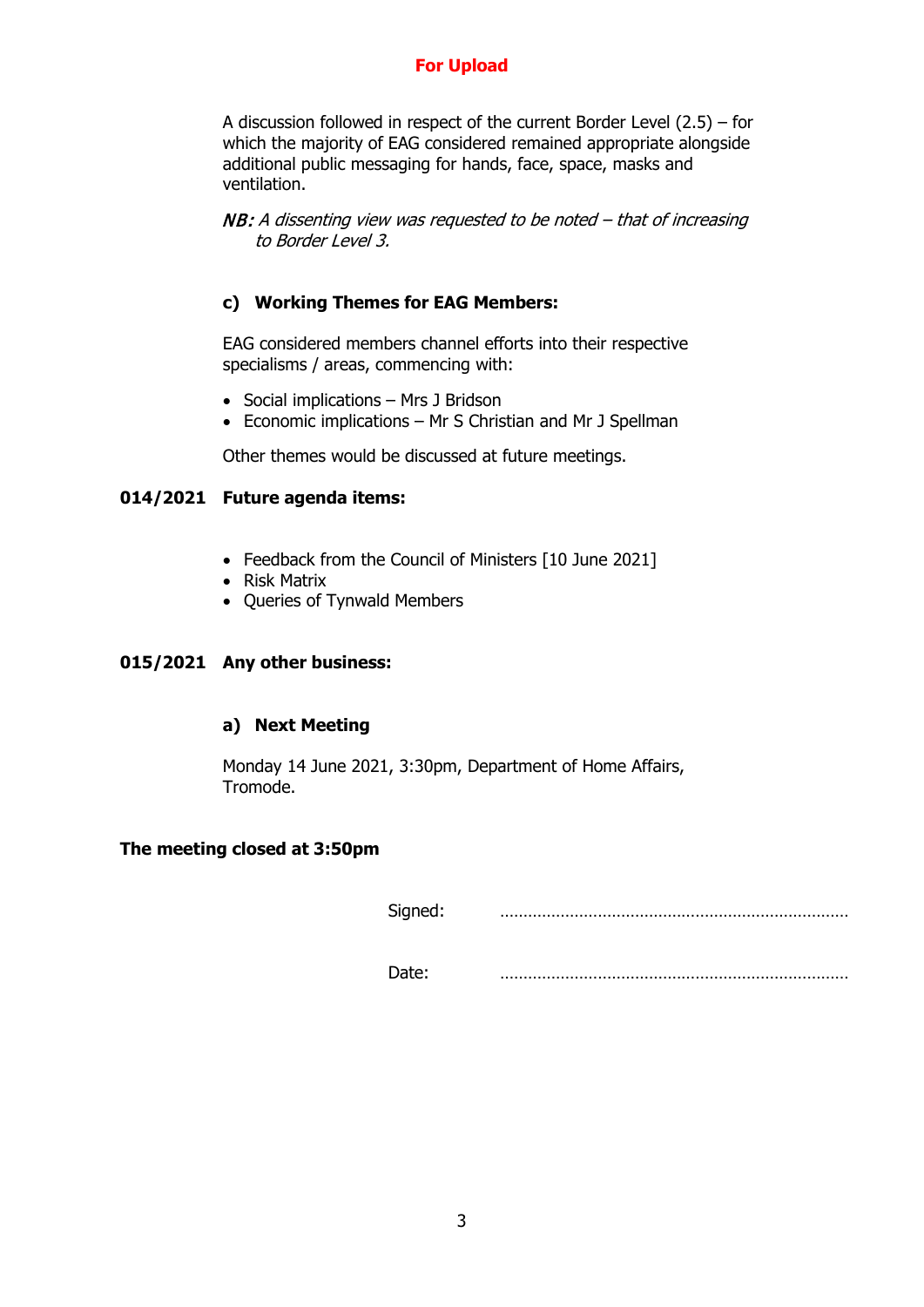**For Upload**

A discussion followed in respect of the current Border Level (2.5) – for which the majority of EAG considered remained appropriate alongside additional public messaging for hands, face, space, masks and ventilation.

*NB: A dissenting view was requested to be noted – that of increasing to Border Level 3.*

**c) Working Themes for EAG Members:**

EAG considered members channel efforts into their respective specialisms / areas, commencing with:

- Social implications – Mrs J Bridson
- Economic implications – Mr S Christian and Mr J Spellman

Other themes would be discussed at future meetings.

**014/2021 Future agenda items:**

- Feedback from the Council of Ministers [10 June 2021]
- Risk Matrix
- Queries of Tynwald Members

**015/2021 Any other business:**

**a) Next Meeting**

Monday 14 June 2021, 3:30pm, Department of Home Affairs, Tromode.

**The meeting closed at 3:50pm**

Signed: …………………………………………………………………

Date: …………………………………………………………………